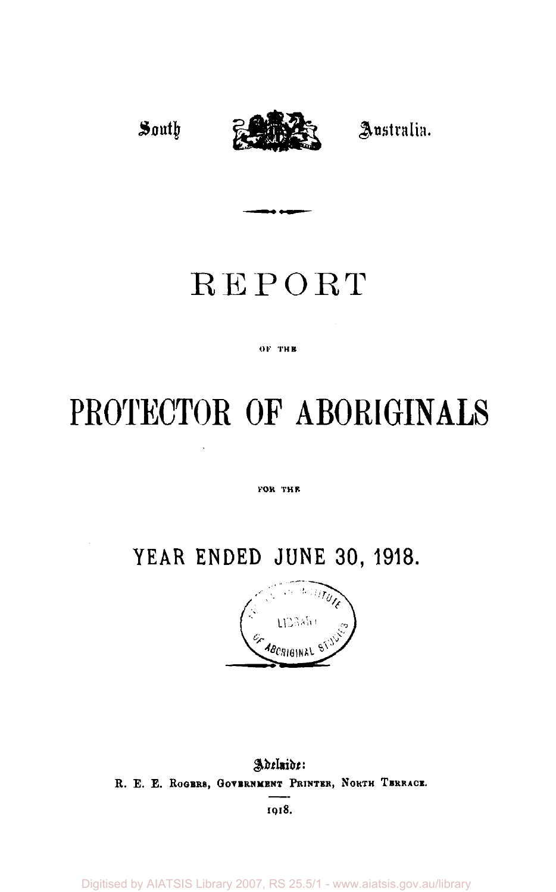South Australia.

# REPORT

OF THE

# PROTECTOR OF ABORIGINALS

FOR THE

## YEAR ENDED JUNE 30, 1918.

Adelaide:
R. E. E. Rogers, Government Printer, North Terrace.

1918.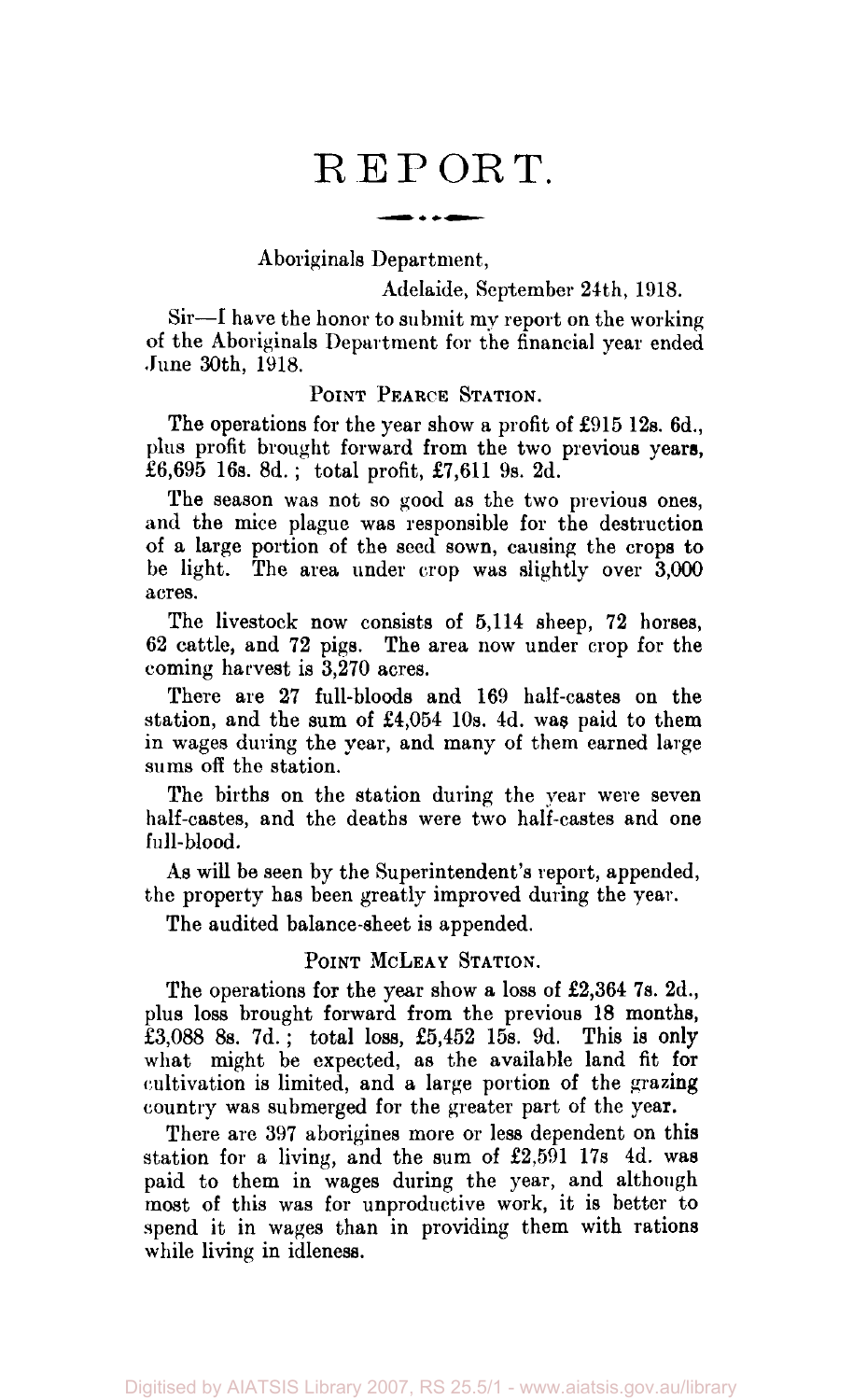# REPORT.

Aboriginals Department,

Adelaide, September 24th, 1918.

Sir—I have the honor to submit my report on the working of the Aboriginals Department for the financial year ended June 30th, 1918.

## Point Pearce Station.

The operations for the year show a profit of £915 12s. 6d., plus profit brought forward from the two previous years, £6,695 16s. 8d.; total profit, £7,611 9s. 2d.

The season was not so good as the two previous ones, and the mice plague was responsible for the destruction of a large portion of the seed sown, causing the crops to be light. The area under crop was slightly over 3,000 acres.

The livestock now consists of 5,114 sheep, 72 horses, 62 cattle, and 72 pigs. The area now under crop for the coming harvest is 3,270 acres.

There are 27 full-bloods and 169 half-castes on the station, and the sum of £4,054 10s. 4d. was paid to them in wages during the year, and many of them earned large sums off the station.

The births on the station during the year were seven half-castes, and the deaths were two half-castes and one full-blood.

As will be seen by the Superintendent's report, appended, the property has been greatly improved during the year.

The audited balance-sheet is appended.

## Point McLeay Station.

The operations for the year show a loss of £2,364 7s. 2d., plus loss brought forward from the previous 18 months, £3,088 8s. 7d.; total loss, £5,452 15s. 9d. This is only what might be expected, as the available land fit for cultivation is limited, and a large portion of the grazing country was submerged for the greater part of the year.

There are 397 aborigines more or less dependent on this station for a living, and the sum of £2,591 17s 4d. was paid to them in wages during the year, and although most of this was for unproductive work, it is better to spend it in wages than in providing them with rations while living in idleness.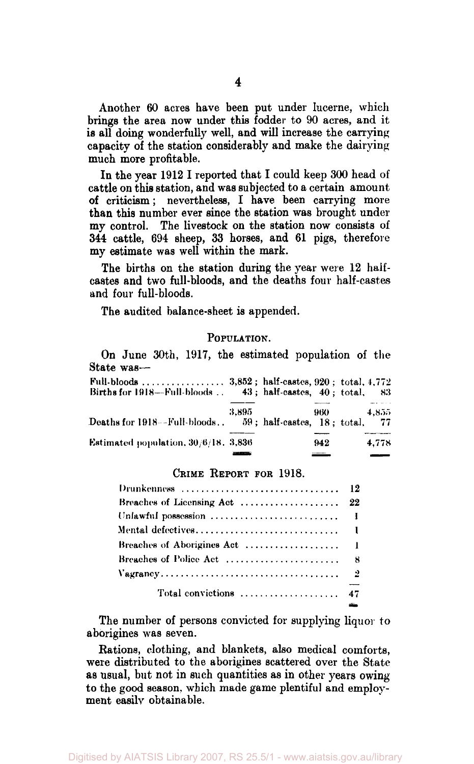Another 60 acres have been put under lucerne, which brings the area now under this fodder to 90 acres, and it is all doing wonderfully well, and will increase the carrying capacity of the station considerably and make the dairying much more profitable.

In the year 1912 I reported that I could keep 300 head of cattle on this station, and was subjected to a certain amount of criticism; nevertheless, I have been carrying more than this number ever since the station was brought under my control. The livestock on the station now consists of 344 cattle, 694 sheep, 33 horses, and 61 pigs, therefore my estimate was well within the mark.

The births on the station during the year were 12 half-castes and two full-bloods, and the deaths four half-castes and four full-bloods.

The audited balance-sheet is appended.

## POPULATION.

On June 30th, 1917, the estimated population of the State was—

| | Full-bloods | Half-castes | Total |
|---|---|---|---|
| Full-bloods ........ 3,852; half-castes, 920; total, 4,772 | 3,852 | 920 | 4,772 |
| Births for 1918—Full-bloods .. 43; half-castes, 40; total, 83 | 43 | 40 | 83 |
| | 3,895 | 960 | 4,855 |
| Deaths for 1918—Full-bloods .. 59; half-castes, 18; total, 77 | 59 | 18 | 77 |
| Estimated population, 30/6/18 | 3,836 | 942 | 4,778 |

## CRIME REPORT FOR 1918.

| Offence | Number |
|---|---|
| Drunkenness | 12 |
| Breaches of Licensing Act | 22 |
| Unlawful possession | 1 |
| Mental defectives | 1 |
| Breaches of Aborigines Act | 1 |
| Breaches of Police Act | 8 |
| Vagrancy | 2 |
| Total convictions | 47 |

The number of persons convicted for supplying liquor to aborigines was seven.

Rations, clothing, and blankets, also medical comforts, were distributed to the aborigines scattered over the State as usual, but not in such quantities as in other years owing to the good season, which made game plentiful and employment easily obtainable.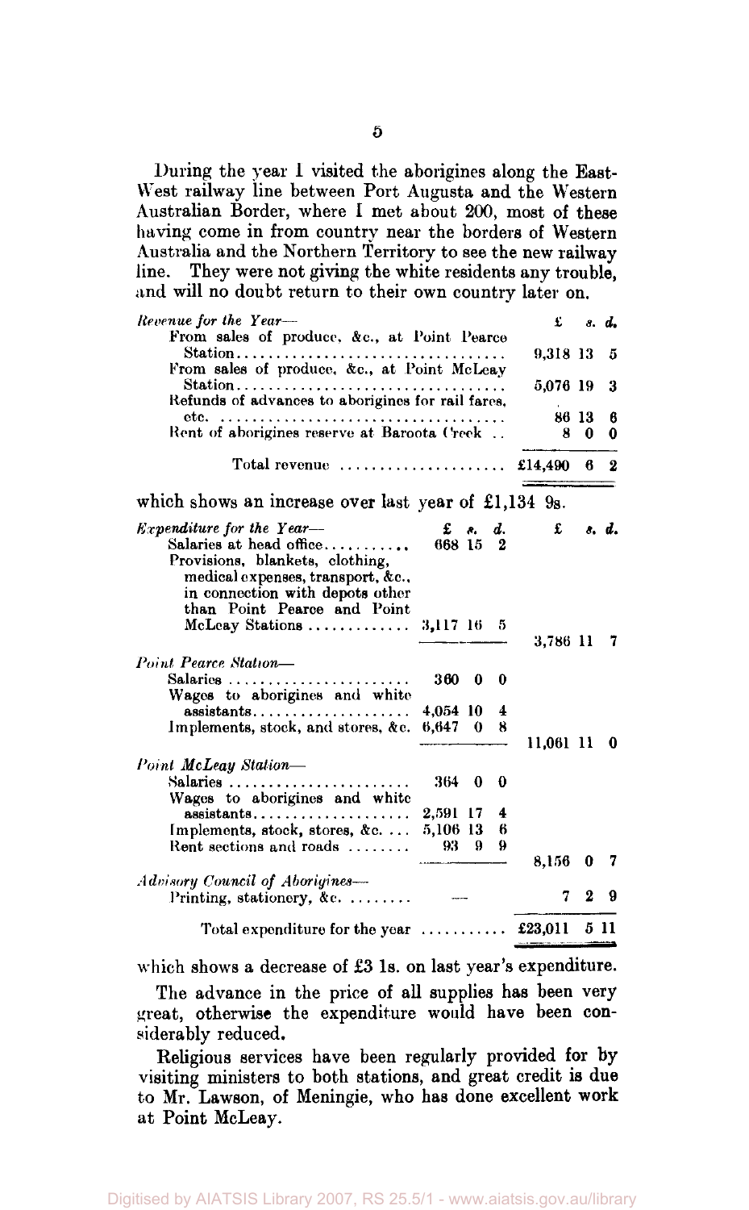During the year I visited the aborigines along the East-West railway line between Port Augusta and the Western Australian Border, where I met about 200, most of these having come in from country near the borders of Western Australia and the Northern Territory to see the new railway line. They were not giving the white residents any trouble, and will no doubt return to their own country later on.

| *Revenue for the Year*— | £ s. d. |
|---|---|
| From sales of produce, &c., at Point Pearce Station | 9,318 13 5 |
| From sales of produce, &c., at Point McLeay Station | 5,076 19 3 |
| Refunds of advances to aborigines for rail fares, etc. | 86 13 6 |
| Rent of aborigines reserve at Baroota Creek | 8 0 0 |
| Total revenue | £14,490 6 2 |

which shows an increase over last year of £1,134 9s.

| *Expenditure for the Year*— | £ s. d. | £ s. d. |
|---|---|---|
| Salaries at head office | 668 15 2 | |
| Provisions, blankets, clothing, medical expenses, transport, &c., in connection with depots other than Point Pearce and Point McLeay Stations | 3,117 16 5 | |
| | | 3,786 11 7 |
| *Point Pearce Station*— | | |
| Salaries | 360 0 0 | |
| Wages to aborigines and white assistants | 4,054 10 4 | |
| Implements, stock, and stores, &c. | 6,647 0 8 | |
| | | 11,061 11 0 |
| *Point McLeay Station*— | | |
| Salaries | 364 0 0 | |
| Wages to aborigines and white assistants | 2,591 17 4 | |
| Implements, stock, stores, &c. | 5,106 13 6 | |
| Rent sections and roads | 93 9 9 | |
| | | 8,156 0 7 |
| *Advisory Council of Aborigines*— | | |
| Printing, stationery, &c. | — | 7 2 9 |
| Total expenditure for the year | | £23,011 5 11 |

which shows a decrease of £3 1s. on last year's expenditure.

The advance in the price of all supplies has been very great, otherwise the expenditure would have been considerably reduced.

Religious services have been regularly provided for by visiting ministers to both stations, and great credit is due to Mr. Lawson, of Meningie, who has done excellent work at Point McLeay.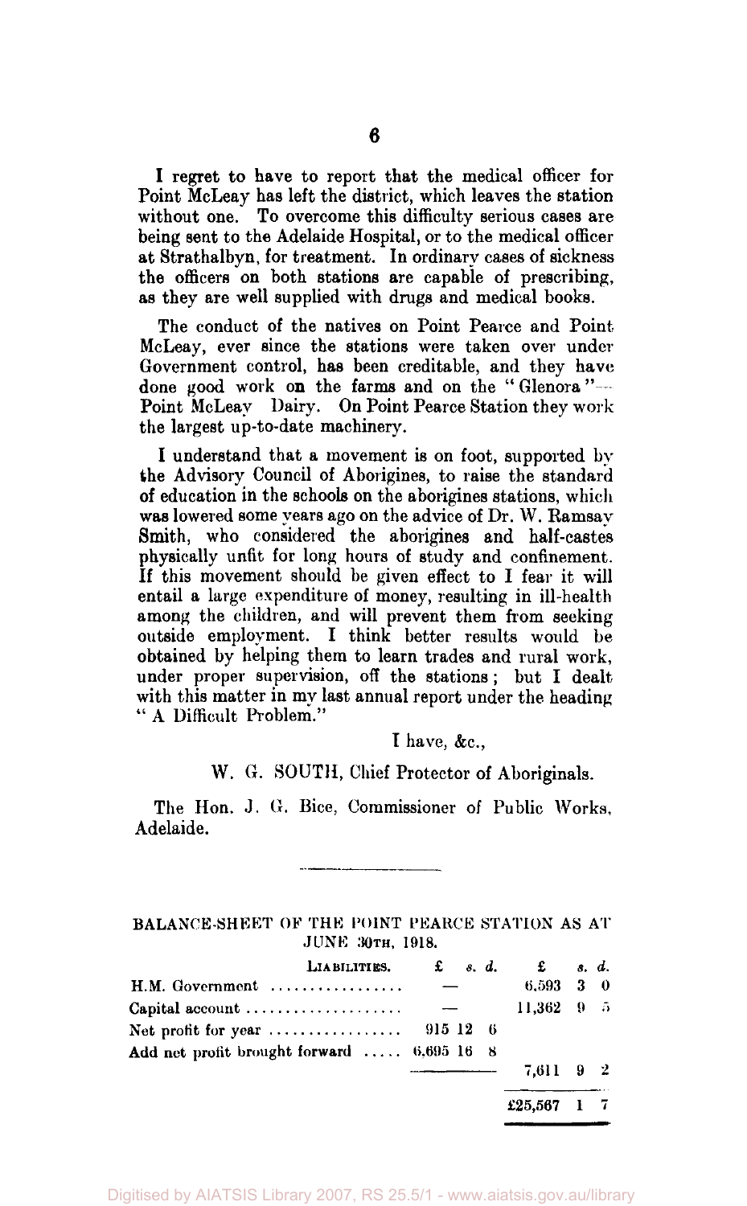I regret to have to report that the medical officer for Point McLeay has left the district, which leaves the station without one. To overcome this difficulty serious cases are being sent to the Adelaide Hospital, or to the medical officer at Strathalbyn, for treatment. In ordinary cases of sickness the officers on both stations are capable of prescribing, as they are well supplied with drugs and medical books.

The conduct of the natives on Point Pearce and Point McLeay, ever since the stations were taken over under Government control, has been creditable, and they have done good work on the farms and on the "Glenora"—Point McLeay Dairy. On Point Pearce Station they work the largest up-to-date machinery.

I understand that a movement is on foot, supported by the Advisory Council of Aborigines, to raise the standard of education in the schools on the aborigines stations, which was lowered some years ago on the advice of Dr. W. Ramsay Smith, who considered the aborigines and half-castes physically unfit for long hours of study and confinement. If this movement should be given effect to I fear it will entail a large expenditure of money, resulting in ill-health among the children, and will prevent them from seeking outside employment. I think better results would be obtained by helping them to learn trades and rural work, under proper supervision, off the stations; but I dealt with this matter in my last annual report under the heading "A Difficult Problem."

I have, &c.,

W. G. SOUTH, Chief Protector of Aboriginals.

The Hon. J. G. Bice, Commissioner of Public Works, Adelaide.

---

BALANCE-SHEET OF THE POINT PEARCE STATION AS AT JUNE 30TH, 1918.

| LIABILITIES. | £ s. d. | £ s. d. |
|---|---|---|
| H.M. Government | — | 6,593 3 0 |
| Capital account | — | 11,362 9 5 |
| Net profit for year | 915 12 6 | |
| Add net profit brought forward | 6,695 16 8 | |
| | | 7,611 9 2 |
| | | £25,567 1 7 |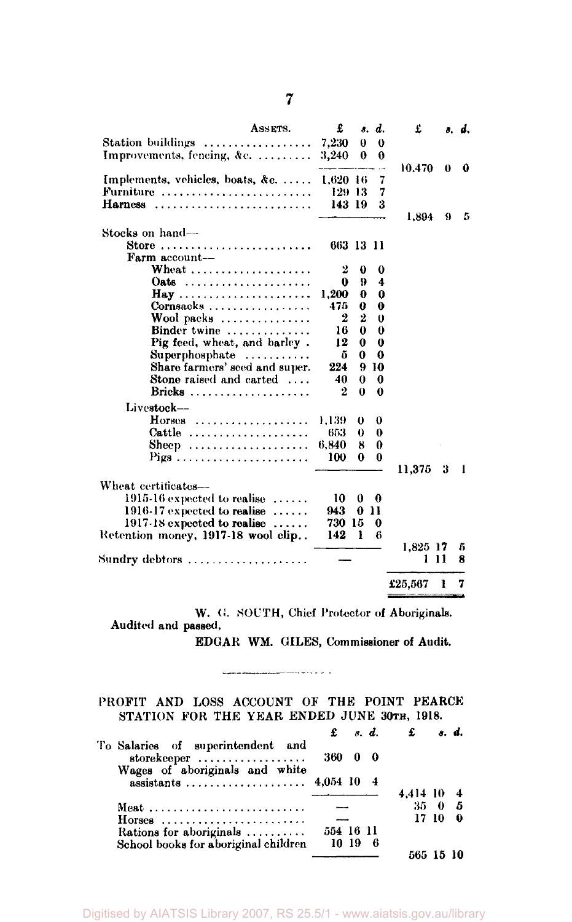| ASSETS. | £ s. d. | £ s. d. |
|---|---|---|
| Station buildings | 7,230 0 0 | |
| Improvements, fencing, &c. | 3,240 0 0 | |
| | | 10,470 0 0 |
| Implements, vehicles, boats, &c. | 1,620 16 7 | |
| Furniture | 129 13 7 | |
| Harness | 143 19 3 | |
| | | 1,894 9 5 |
| Stocks on hand— | | |
| Store | 663 13 11 | |
| Farm account— | | |
| Wheat | 2 0 0 | |
| Oats | 0 9 4 | |
| Hay | 1,200 0 0 | |
| Cornsacks | 475 0 0 | |
| Wool packs | 2 2 0 | |
| Binder twine | 16 0 0 | |
| Pig feed, wheat, and barley | 12 0 0 | |
| Superphosphate | 5 0 0 | |
| Share farmers' seed and super. | 224 9 10 | |
| Stone raised and carted | 40 0 0 | |
| Bricks | 2 0 0 | |
| Livestock— | | |
| Horses | 1,139 0 0 | |
| Cattle | 653 0 0 | |
| Sheep | 6,840 8 0 | |
| Pigs | 100 0 0 | |
| | | 11,375 3 1 |
| Wheat certificates— | | |
| 1915-16 expected to realise | 10 0 0 | |
| 1916-17 expected to realise | 943 0 11 | |
| 1917-18 expected to realise | 730 15 0 | |
| Retention money, 1917-18 wool clip | 142 1 6 | |
| | | 1,825 17 5 |
| Sundry debtors | — | 1 11 8 |
| | | £25,567 1 7 |

W. G. SOUTH, Chief Protector of Aboriginals.

Audited and passed,

EDGAR WM. GILES, Commissioner of Audit.

## PROFIT AND LOSS ACCOUNT OF THE POINT PEARCE STATION FOR THE YEAR ENDED JUNE 30TH, 1918.

| | £ s. d. | £ s. d. |
|---|---|---|
| To Salaries of superintendent and storekeeper | 360 0 0 | |
| Wages of aboriginals and white assistants | 4,054 10 4 | |
| | | 4,414 10 4 |
| Meat | — | 35 0 5 |
| Horses | — | 17 10 0 |
| Rations for aboriginals | 554 16 11 | |
| School books for aboriginal children | 10 19 6 | |
| | | 565 15 10 |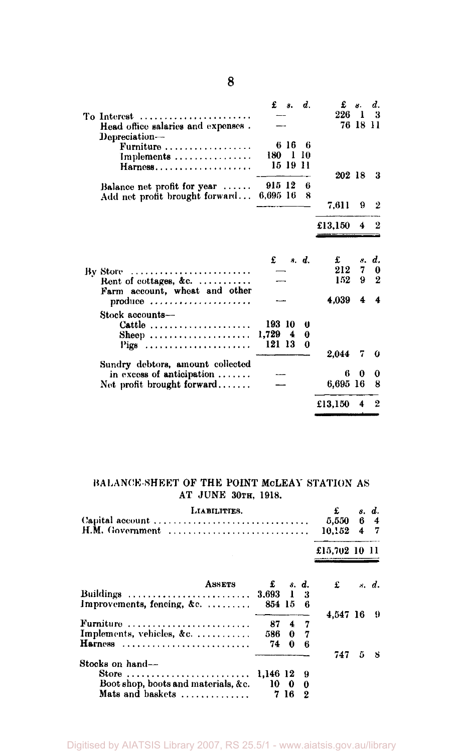| | £ s. d. | £ s. d. |
|---|---|---|
| To Interest | — | 226 1 3 |
| Head office salaries and expenses | — | 76 18 11 |
| Depreciation— | | |
| Furniture | 6 16 6 | |
| Implements | 180 1 10 | |
| Harness | 15 19 11 | |
| | | 202 18 3 |
| Balance net profit for year | 915 12 6 | |
| Add net profit brought forward | 6,695 16 8 | |
| | | 7,611 9 2 |
| | | £13,150 4 2 |

| | £ s. d. | £ s. d. |
|---|---|---|
| By Store | — | 212 7 0 |
| Rent of cottages, &c. | — | 152 9 2 |
| Farm account, wheat and other produce | — | 4,039 4 4 |
| Stock accounts— | | |
| Cattle | 193 10 0 | |
| Sheep | 1,729 4 0 | |
| Pigs | 121 13 0 | |
| | | 2,044 7 0 |
| Sundry debtors, amount collected in excess of anticipation | — | 6 0 0 |
| Net profit brought forward | — | 6,695 16 8 |
| | | £13,150 4 2 |

## BALANCE-SHEET OF THE POINT McLEAY STATION AS AT JUNE 30TH, 1918.

| LIABILITIES. | £ s. d. |
|---|---|
| Capital account | 5,550 6 4 |
| H.M. Government | 10,152 4 7 |
| | £15,702 10 11 |

| ASSETS | £ s. d. | £ s. d. |
|---|---|---|
| Buildings | 3,693 1 3 | |
| Improvements, fencing, &c. | 854 15 6 | |
| | | 4,547 16 9 |
| Furniture | 87 4 7 | |
| Implements, vehicles, &c. | 586 0 7 | |
| Harness | 74 0 6 | |
| | | 747 5 8 |
| Stocks on hand— | | |
| Store | 1,146 12 9 | |
| Boot shop, boots and materials, &c. | 10 0 0 | |
| Mats and baskets | 7 16 2 | |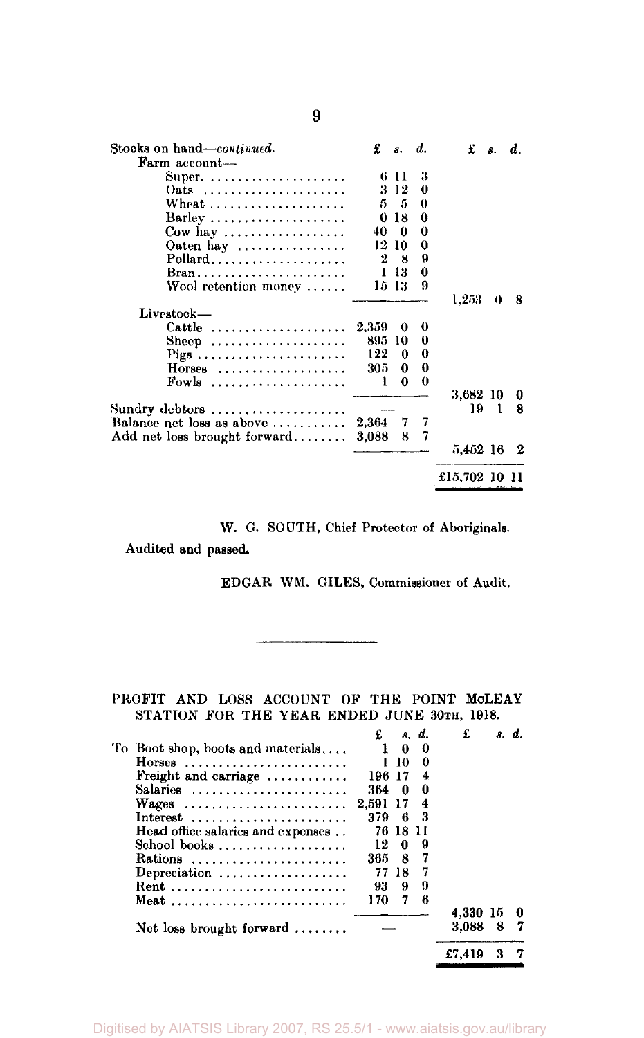| Stocks on hand—*continued.* | £ | s. | d. | £ | s. | d. |
|---|---|---|---|---|---|---|
| Farm account— | | | | | | |
| Super. | 6 | 11 | 3 | | | |
| Oats | 3 | 12 | 0 | | | |
| Wheat | 5 | 5 | 0 | | | |
| Barley | 0 | 18 | 0 | | | |
| Cow hay | 40 | 0 | 0 | | | |
| Oaten hay | 12 | 10 | 0 | | | |
| Pollard | 2 | 8 | 9 | | | |
| Bran | 1 | 13 | 0 | | | |
| Wool retention money | 15 | 13 | 9 | | | |
| | | | | 1,253 | 0 | 8 |
| Livestock— | | | | | | |
| Cattle | 2,359 | 0 | 0 | | | |
| Sheep | 895 | 10 | 0 | | | |
| Pigs | 122 | 0 | 0 | | | |
| Horses | 305 | 0 | 0 | | | |
| Fowls | 1 | 0 | 0 | | | |
| | | | | 3,682 | 10 | 0 |
| Sundry debtors | — | | | 19 | 1 | 8 |
| Balance net loss as above | 2,364 | 7 | 7 | | | |
| Add net loss brought forward | 3,088 | 8 | 7 | | | |
| | | | | 5,452 | 16 | 2 |
| | | | | £15,702 | 10 | 11 |

W. G. SOUTH, Chief Protector of Aboriginals.

Audited and passed.

EDGAR WM. GILES, Commissioner of Audit.

---

PROFIT AND LOSS ACCOUNT OF THE POINT McLEAY STATION FOR THE YEAR ENDED JUNE 30TH, 1918.

| | £ | s. | d. | £ | s. | d. |
|---|---|---|---|---|---|---|
| To Boot shop, boots and materials | 1 | 0 | 0 | | | |
| Horses | 1 | 10 | 0 | | | |
| Freight and carriage | 196 | 17 | 4 | | | |
| Salaries | 364 | 0 | 0 | | | |
| Wages | 2,591 | 17 | 4 | | | |
| Interest | 379 | 6 | 3 | | | |
| Head office salaries and expenses | 76 | 18 | 11 | | | |
| School books | 12 | 0 | 9 | | | |
| Rations | 365 | 8 | 7 | | | |
| Depreciation | 77 | 18 | 7 | | | |
| Rent | 93 | 9 | 9 | | | |
| Meat | 170 | 7 | 6 | | | |
| | | | | 4,330 | 15 | 0 |
| Net loss brought forward | — | | | 3,088 | 8 | 7 |
| | | | | £7,419 | 3 | 7 |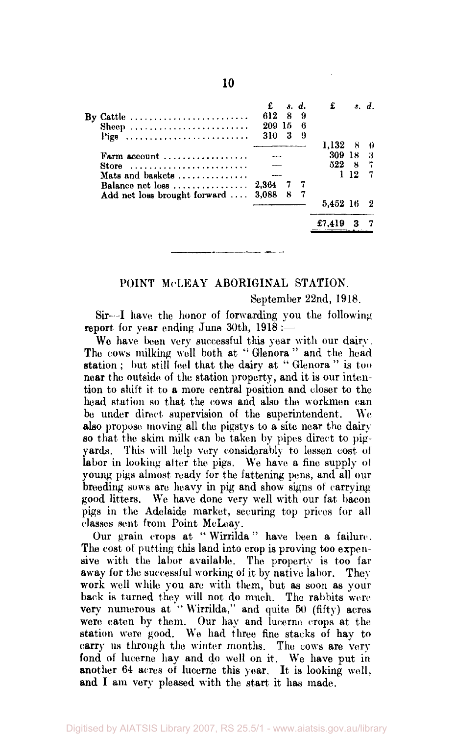| | £ | s. | d. | £ | s. | d. |
|---|---|---|---|---|---|---|
| By Cattle | 612 | 8 | 9 | | | |
| Sheep | 209 | 15 | 6 | | | |
| Pigs | 310 | 3 | 9 | | | |
| | | | | 1,132 | 8 | 0 |
| Farm account | — | | | 309 | 18 | 3 |
| Store | — | | | 522 | 8 | 7 |
| Mats and baskets | — | | | 1 | 12 | 7 |
| Balance net loss | 2,364 | 7 | 7 | | | |
| Add net loss brought forward | 3,088 | 8 | 7 | | | |
| | | | | 5,452 | 16 | 2 |
| | | | | £7,419 | 3 | 7 |

## POINT McLEAY ABORIGINAL STATION.

September 22nd, 1918.

Sir—I have the honor of forwarding you the following report for year ending June 30th, 1918:—

We have been very successful this year with our dairy. The cows milking well both at "Glenora" and the head station; but still feel that the dairy at "Glenora" is too near the outside of the station property, and it is our intention to shift it to a more central position and closer to the head station so that the cows and also the workmen can be under direct supervision of the superintendent. We also propose moving all the pigstys to a site near the dairy so that the skim milk can be taken by pipes direct to pigyards. This will help very considerably to lessen cost of labor in looking after the pigs. We have a fine supply of young pigs almost ready for the fattening pens, and all our breeding sows are heavy in pig and show signs of carrying good litters. We have done very well with our fat bacon pigs in the Adelaide market, securing top prices for all classes sent from Point McLeay.

Our grain crops at "Wirrilda" have been a failure. The cost of putting this land into crop is proving too expensive with the labor available. The property is too far away for the successful working of it by native labor. They work well while you are with them, but as soon as your back is turned they will not do much. The rabbits were very numerous at "Wirrilda," and quite 50 (fifty) acres were eaten by them. Our hay and lucerne crops at the station were good. We had three fine stacks of hay to carry us through the winter months. The cows are very fond of lucerne hay and do well on it. We have put in another 64 acres of lucerne this year. It is looking well, and I am very pleased with the start it has made.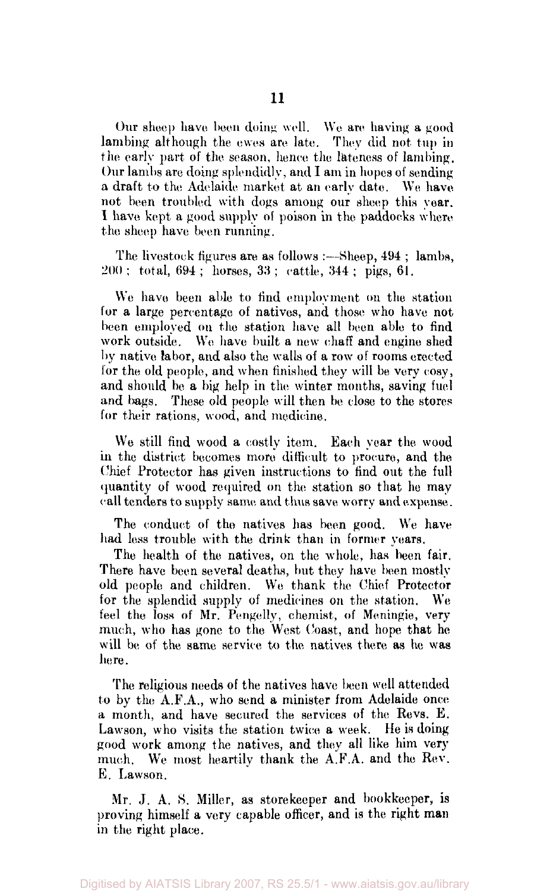Our sheep have been doing well. We are having a good lambing although the ewes are late. They did not tup in the early part of the season, hence the lateness of lambing. Our lambs are doing splendidly, and I am in hopes of sending a draft to the Adelaide market at an early date. We have not been troubled with dogs among our sheep this year. I have kept a good supply of poison in the paddocks where the sheep have been running.

The livestock figures are as follows :—Sheep, 494 ; lambs, 200 ; total, 694 ; horses, 33 ; cattle, 344 ; pigs, 61.

We have been able to find employment on the station for a large percentage of natives, and those who have not been employed on the station have all been able to find work outside. We have built a new chaff and engine shed by native labor, and also the walls of a row of rooms erected for the old people, and when finished they will be very cosy, and should be a big help in the winter months, saving fuel and bags. These old people will then be close to the stores for their rations, wood, and medicine.

We still find wood a costly item. Each year the wood in the district becomes more difficult to procure, and the Chief Protector has given instructions to find out the full quantity of wood required on the station so that he may call tenders to supply same and thus save worry and expense.

The conduct of the natives has been good. We have had less trouble with the drink than in former years.

The health of the natives, on the whole, has been fair. There have been several deaths, but they have been mostly old people and children. We thank the Chief Protector for the splendid supply of medicines on the station. We feel the loss of Mr. Pengelly, chemist, of Meningie, very much, who has gone to the West Coast, and hope that he will be of the same service to the natives there as he was here.

The religious needs of the natives have been well attended to by the A.F.A., who send a minister from Adelaide once a month, and have secured the services of the Revs. E. Lawson, who visits the station twice a week. He is doing good work among the natives, and they all like him very much. We most heartily thank the A.F.A. and the Rev. E. Lawson.

Mr. J. A. S. Miller, as storekeeper and bookkeeper, is proving himself a very capable officer, and is the right man in the right place.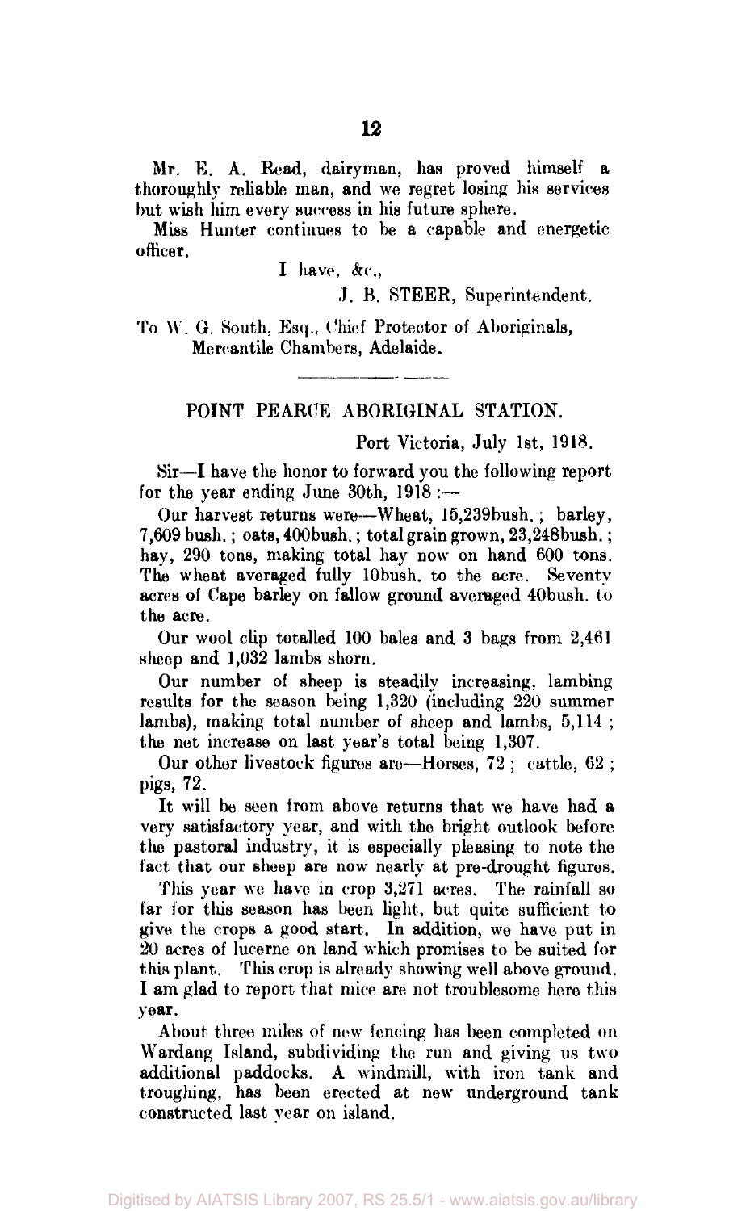Mr. E. A. Read, dairyman, has proved himself a thoroughly reliable man, and we regret losing his services but wish him every success in his future sphere.

Miss Hunter continues to be a capable and energetic officer.

I have, &c.,

J. B. STEER, Superintendent.

To W. G. South, Esq., Chief Protector of Aboriginals, Mercantile Chambers, Adelaide.

---

## POINT PEARCE ABORIGINAL STATION.

Port Victoria, July 1st, 1918.

Sir—I have the honor to forward you the following report for the year ending June 30th, 1918 :—

Our harvest returns were—Wheat, 15,239bush. ; barley, 7,609 bush. ; oats, 400bush. ; total grain grown, 23,248bush. ; hay, 290 tons, making total hay now on hand 600 tons. The wheat averaged fully 10bush. to the acre. Seventy acres of Cape barley on fallow ground averaged 40bush. to the acre.

Our wool clip totalled 100 bales and 3 bags from 2,461 sheep and 1,032 lambs shorn.

Our number of sheep is steadily increasing, lambing results for the season being 1,320 (including 220 summer lambs), making total number of sheep and lambs, 5,114 ; the net increase on last year's total being 1,307.

Our other livestock figures are—Horses, 72 ; cattle, 62 ; pigs, 72.

It will be seen from above returns that we have had a very satisfactory year, and with the bright outlook before the pastoral industry, it is especially pleasing to note the fact that our sheep are now nearly at pre-drought figures.

This year we have in crop 3,271 acres. The rainfall so far for this season has been light, but quite sufficient to give the crops a good start. In addition, we have put in 20 acres of lucerne on land which promises to be suited for this plant. This crop is already showing well above ground. I am glad to report that mice are not troublesome here this year.

About three miles of new fencing has been completed on Wardang Island, subdividing the run and giving us two additional paddocks. A windmill, with iron tank and troughing, has been erected at new underground tank constructed last year on island.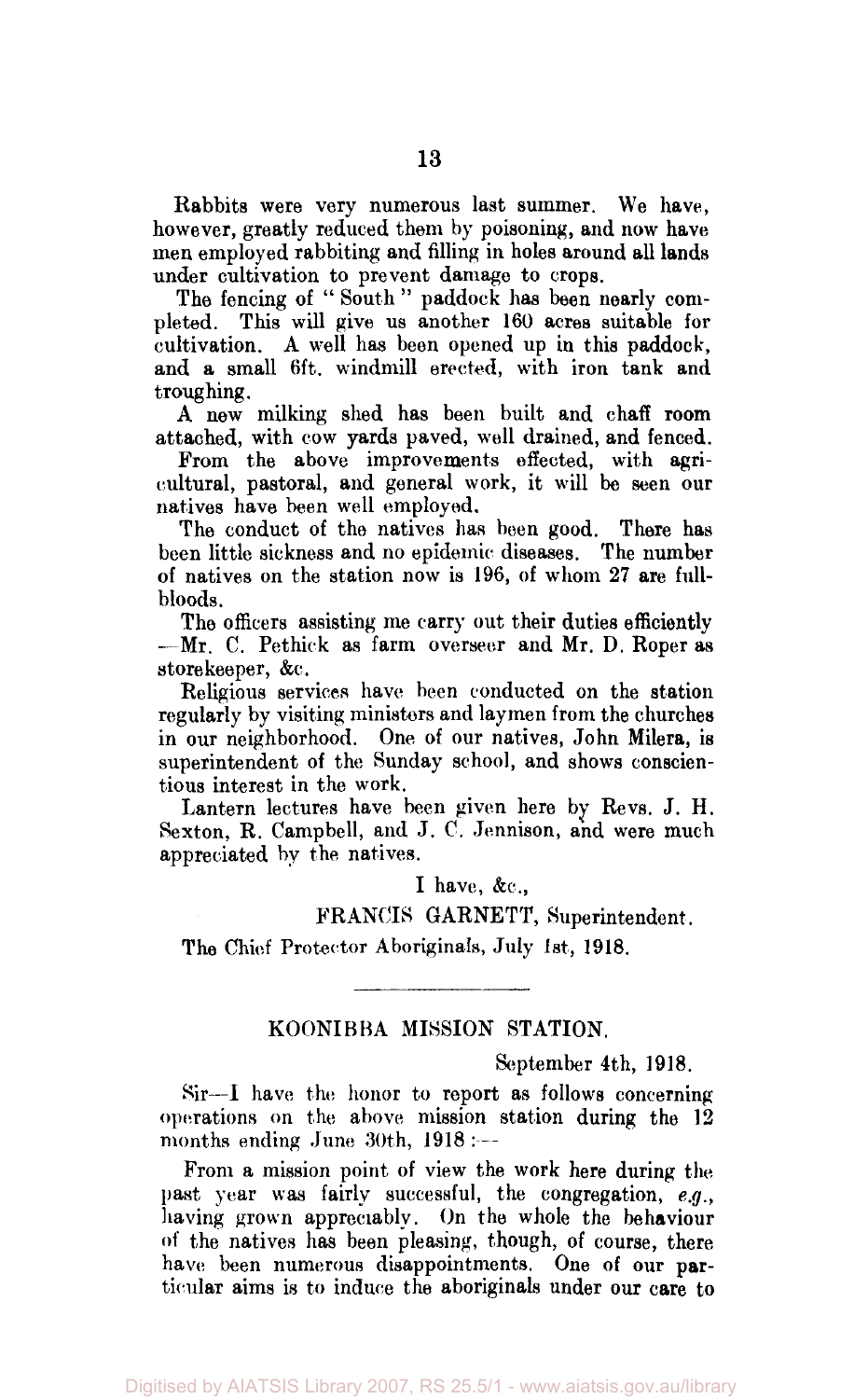Rabbits were very numerous last summer. We have, however, greatly reduced them by poisoning, and now have men employed rabbiting and filling in holes around all lands under cultivation to prevent damage to crops.

The fencing of "South" paddock has been nearly completed. This will give us another 160 acres suitable for cultivation. A well has been opened up in this paddock, and a small 6ft. windmill erected, with iron tank and troughing.

A new milking shed has been built and chaff room attached, with cow yards paved, well drained, and fenced.

From the above improvements effected, with agricultural, pastoral, and general work, it will be seen our natives have been well employed.

The conduct of the natives has been good. There has been little sickness and no epidemic diseases. The number of natives on the station now is 196, of whom 27 are full-bloods.

The officers assisting me carry out their duties efficiently —Mr. C. Pethick as farm overseer and Mr. D. Roper as storekeeper, &c.

Religious services have been conducted on the station regularly by visiting ministers and laymen from the churches in our neighborhood. One of our natives, John Milera, is superintendent of the Sunday school, and shows conscientious interest in the work.

Lantern lectures have been given here by Revs. J. H. Sexton, R. Campbell, and J. C. Jennison, and were much appreciated by the natives.

I have, &c.,

FRANCIS GARNETT, Superintendent.

The Chief Protector Aboriginals, July 1st, 1918.

---

## KOONIBBA MISSION STATION.

September 4th, 1918.

Sir—I have the honor to report as follows concerning operations on the above mission station during the 12 months ending June 30th, 1918:—

From a mission point of view the work here during the past year was fairly successful, the congregation, *e.g.*, having grown appreciably. On the whole the behaviour of the natives has been pleasing, though, of course, there have been numerous disappointments. One of our particular aims is to induce the aboriginals under our care to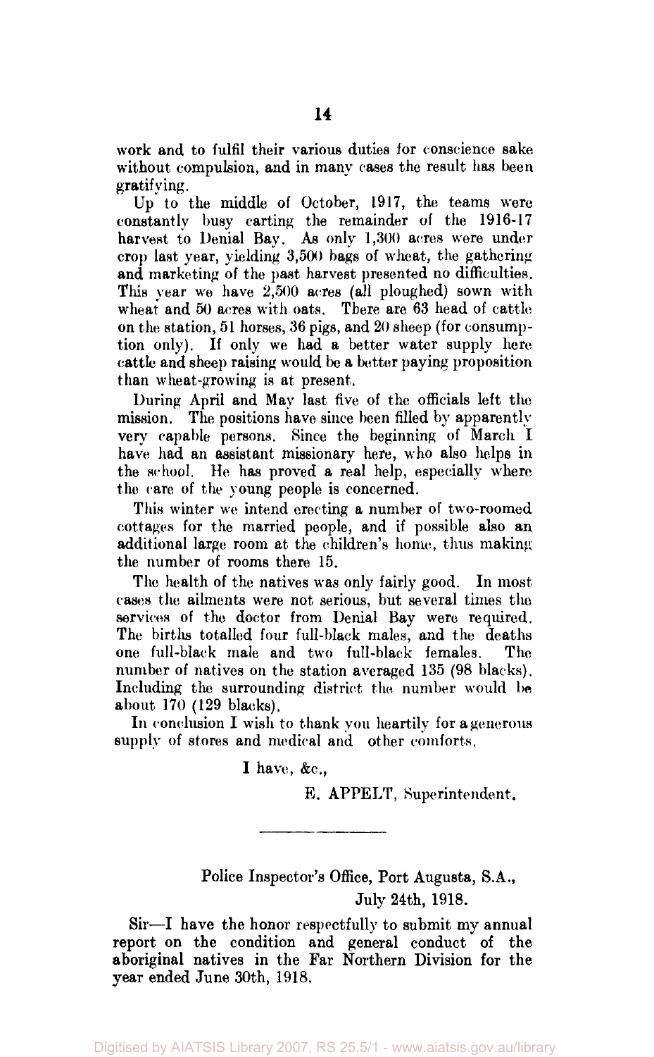work and to fulfil their various duties for conscience sake without compulsion, and in many cases the result has been gratifying.

Up to the middle of October, 1917, the teams were constantly busy carting the remainder of the 1916-17 harvest to Denial Bay. As only 1,300 acres were under crop last year, yielding 3,500 bags of wheat, the gathering and marketing of the past harvest presented no difficulties. This year we have 2,500 acres (all ploughed) sown with wheat and 50 acres with oats. There are 63 head of cattle on the station, 51 horses, 36 pigs, and 20 sheep (for consumption only). If only we had a better water supply here cattle and sheep raising would be a better paying proposition than wheat-growing is at present.

During April and May last five of the officials left the mission. The positions have since been filled by apparently very capable persons. Since the beginning of March I have had an assistant missionary here, who also helps in the school. He has proved a real help, especially where the care of the young people is concerned.

This winter we intend erecting a number of two-roomed cottages for the married people, and if possible also an additional large room at the children's home, thus making the number of rooms there 15.

The health of the natives was only fairly good. In most cases the ailments were not serious, but several times the services of the doctor from Denial Bay were required. The births totalled four full-black males, and the deaths one full-black male and two full-black females. The number of natives on the station averaged 135 (98 blacks). Including the surrounding district the number would be about 170 (129 blacks).

In conclusion I wish to thank you heartily for a generous supply of stores and medical and other comforts.

I have, &c.,

E. APPELT, Superintendent.

---

Police Inspector's Office, Port Augusta, S.A.,
July 24th, 1918.

Sir—I have the honor respectfully to submit my annual report on the condition and general conduct of the aboriginal natives in the Far Northern Division for the year ended June 30th, 1918.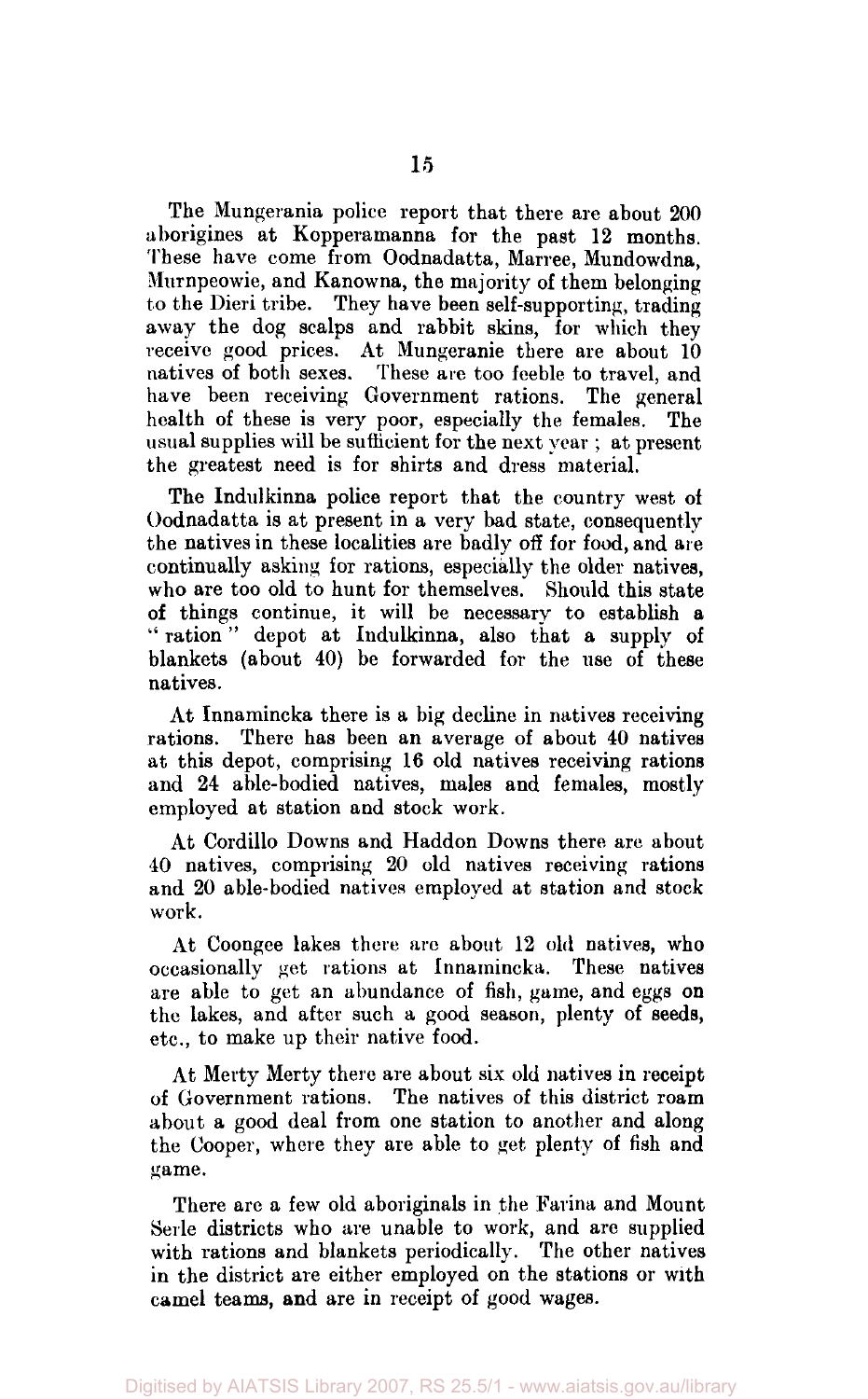The Mungerania police report that there are about 200 aborigines at Kopperamanna for the past 12 months. These have come from Oodnadatta, Marree, Mundowdna, Murnpeowie, and Kanowna, the majority of them belonging to the Dieri tribe. They have been self-supporting, trading away the dog scalps and rabbit skins, for which they receive good prices. At Mungeranie there are about 10 natives of both sexes. These are too feeble to travel, and have been receiving Government rations. The general health of these is very poor, especially the females. The usual supplies will be sufficient for the next year ; at present the greatest need is for shirts and dress material.

The Indulkinna police report that the country west of Oodnadatta is at present in a very bad state, consequently the natives in these localities are badly off for food, and are continually asking for rations, especially the older natives, who are too old to hunt for themselves. Should this state of things continue, it will be necessary to establish a "ration" depot at Indulkinna, also that a supply of blankets (about 40) be forwarded for the use of these natives.

At Innamincka there is a big decline in natives receiving rations. There has been an average of about 40 natives at this depot, comprising 16 old natives receiving rations and 24 able-bodied natives, males and females, mostly employed at station and stock work.

At Cordillo Downs and Haddon Downs there are about 40 natives, comprising 20 old natives receiving rations and 20 able-bodied natives employed at station and stock work.

At Coongee lakes there are about 12 old natives, who occasionally get rations at Innamincka. These natives are able to get an abundance of fish, game, and eggs on the lakes, and after such a good season, plenty of seeds, etc., to make up their native food.

At Merty Merty there are about six old natives in receipt of Government rations. The natives of this district roam about a good deal from one station to another and along the Cooper, where they are able to get plenty of fish and game.

There are a few old aboriginals in the Farina and Mount Serle districts who are unable to work, and are supplied with rations and blankets periodically. The other natives in the district are either employed on the stations or with camel teams, and are in receipt of good wages.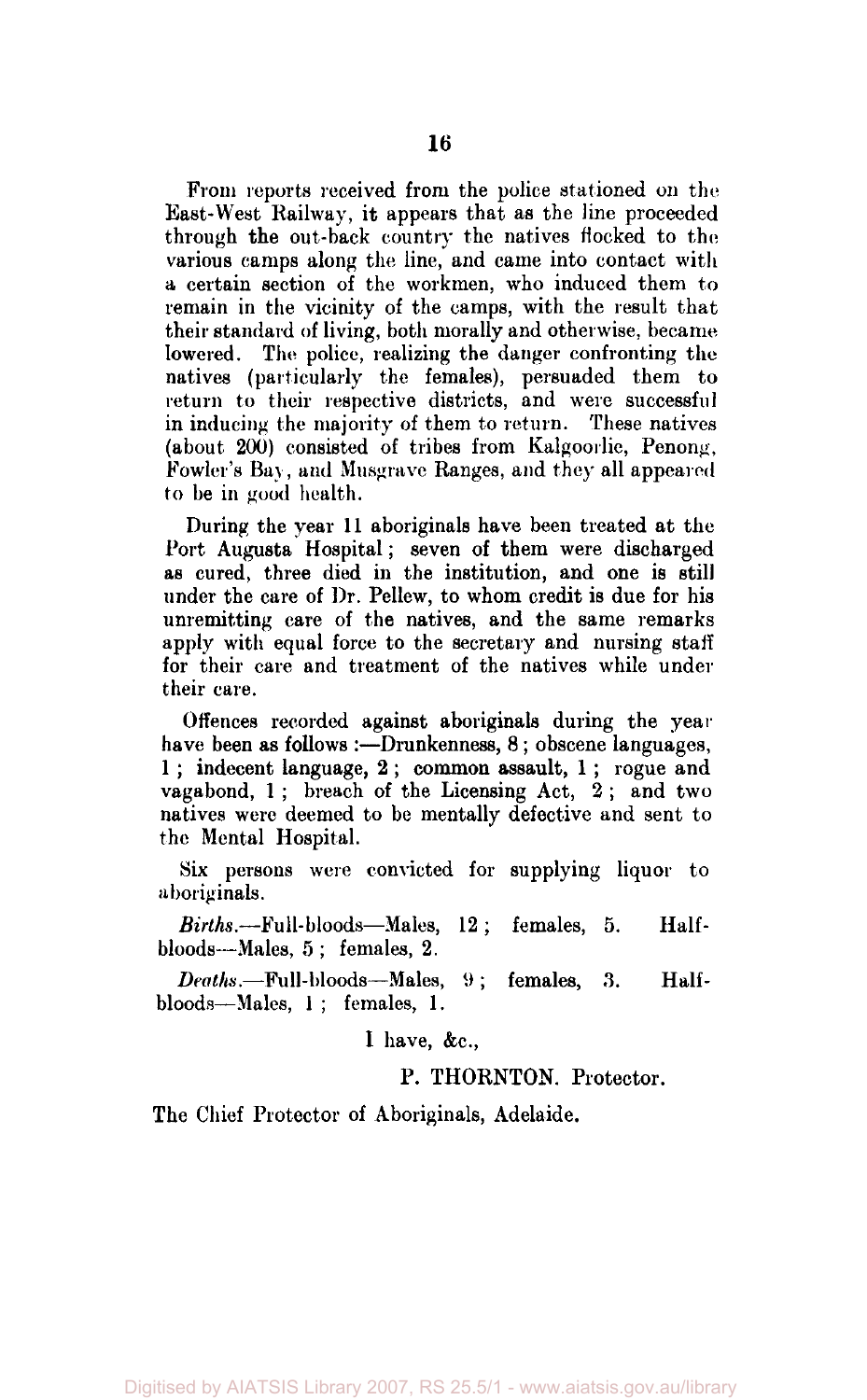From reports received from the police stationed on the East-West Railway, it appears that as the line proceeded through the out-back country the natives flocked to the various camps along the line, and came into contact with a certain section of the workmen, who induced them to remain in the vicinity of the camps, with the result that their standard of living, both morally and otherwise, became lowered. The police, realizing the danger confronting the natives (particularly the females), persuaded them to return to their respective districts, and were successful in inducing the majority of them to return. These natives (about 200) consisted of tribes from Kalgoorlie, Penong, Fowler's Bay, and Musgrave Ranges, and they all appeared to be in good health.

During the year 11 aboriginals have been treated at the Port Augusta Hospital; seven of them were discharged as cured, three died in the institution, and one is still under the care of Dr. Pellew, to whom credit is due for his unremitting care of the natives, and the same remarks apply with equal force to the secretary and nursing staff for their care and treatment of the natives while under their care.

Offences recorded against aboriginals during the year have been as follows:—Drunkenness, 8; obscene languages, 1; indecent language, 2; common assault, 1; rogue and vagabond, 1; breach of the Licensing Act, 2; and two natives were deemed to be mentally defective and sent to the Mental Hospital.

Six persons were convicted for supplying liquor to aboriginals.

*Births.*—Full-bloods—Males, 12; females, 5. Half-bloods—Males, 5; females, 2.

*Deaths.*—Full-bloods—Males, 9; females, 3. Half-bloods—Males, 1; females, 1.

I have, &c.,

P. THORNTON. Protector.

The Chief Protector of Aboriginals, Adelaide.